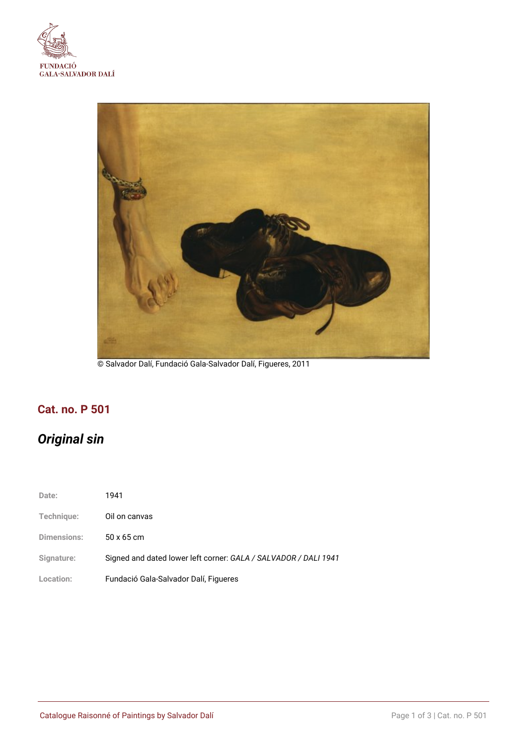© Salvador Dalí, Fundació Gala-Salvador Dalí, Figueres, 2011

## Cat. no. P 501

# *Original sin*

| | |
|---|---|
| Date: | 1941 |
| Technique: | Oil on canvas |
| Dimensions: | 50 x 65 cm |
| Signature: | Signed and dated lower left corner: *GALA / SALVADOR / DALI 1941* |
| Location: | Fundació Gala-Salvador Dalí, Figueres |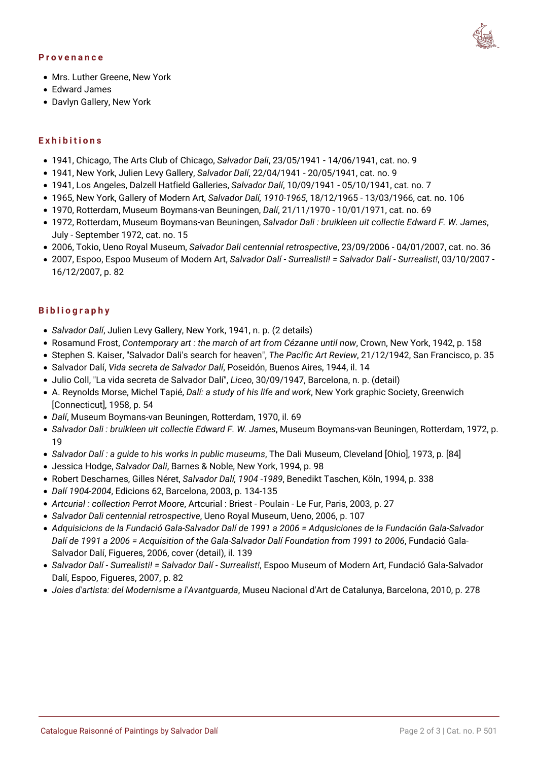## Provenance

- Mrs. Luther Greene, New York
- Edward James
- Davlyn Gallery, New York

## Exhibitions

- 1941, Chicago, The Arts Club of Chicago, *Salvador Dali*, 23/05/1941 - 14/06/1941, cat. no. 9
- 1941, New York, Julien Levy Gallery, *Salvador Dalí*, 22/04/1941 - 20/05/1941, cat. no. 9
- 1941, Los Angeles, Dalzell Hatfield Galleries, *Salvador Dalí*, 10/09/1941 - 05/10/1941, cat. no. 7
- 1965, New York, Gallery of Modern Art, *Salvador Dalí, 1910-1965*, 18/12/1965 - 13/03/1966, cat. no. 106
- 1970, Rotterdam, Museum Boymans-van Beuningen, *Dalí*, 21/11/1970 - 10/01/1971, cat. no. 69
- 1972, Rotterdam, Museum Boymans-van Beuningen, *Salvador Dali : bruikleen uit collectie Edward F. W. James*, July - September 1972, cat. no. 15
- 2006, Tokio, Ueno Royal Museum, *Salvador Dali centennial retrospective*, 23/09/2006 - 04/01/2007, cat. no. 36
- 2007, Espoo, Espoo Museum of Modern Art, *Salvador Dalí - Surrealisti! = Salvador Dalí - Surrealist!*, 03/10/2007 - 16/12/2007, p. 82

## Bibliography

- *Salvador Dalí*, Julien Levy Gallery, New York, 1941, n. p. (2 details)
- Rosamund Frost, *Contemporary art : the march of art from Cézanne until now*, Crown, New York, 1942, p. 158
- Stephen S. Kaiser, "Salvador Dali's search for heaven", *The Pacific Art Review*, 21/12/1942, San Francisco, p. 35
- Salvador Dalí, *Vida secreta de Salvador Dalí*, Poseidón, Buenos Aires, 1944, il. 14
- Julio Coll, "La vida secreta de Salvador Dalí", *Liceo*, 30/09/1947, Barcelona, n. p. (detail)
- A. Reynolds Morse, Michel Tapié, *Dalí: a study of his life and work*, New York graphic Society, Greenwich [Connecticut], 1958, p. 54
- *Dalí*, Museum Boymans-van Beuningen, Rotterdam, 1970, il. 69
- *Salvador Dali : bruikleen uit collectie Edward F. W. James*, Museum Boymans-van Beuningen, Rotterdam, 1972, p. 19
- *Salvador Dalí : a guide to his works in public museums*, The Dali Museum, Cleveland [Ohio], 1973, p. [84]
- Jessica Hodge, *Salvador Dali*, Barnes & Noble, New York, 1994, p. 98
- Robert Descharnes, Gilles Néret, *Salvador Dalí, 1904 -1989*, Benedikt Taschen, Köln, 1994, p. 338
- *Dalí 1904-2004*, Edicions 62, Barcelona, 2003, p. 134-135
- *Artcurial : collection Perrot Moore*, Artcurial : Briest - Poulain - Le Fur, Paris, 2003, p. 27
- *Salvador Dali centennial retrospective*, Ueno Royal Museum, Ueno, 2006, p. 107
- *Adquisicions de la Fundació Gala-Salvador Dalí de 1991 a 2006 = Adqusiciones de la Fundación Gala-Salvador Dalí de 1991 a 2006 = Acquisition of the Gala-Salvador Dalí Foundation from 1991 to 2006*, Fundació Gala-Salvador Dalí, Figueres, 2006, cover (detail), il. 139
- *Salvador Dalí - Surrealisti! = Salvador Dalí - Surrealist!*, Espoo Museum of Modern Art, Fundació Gala-Salvador Dalí, Espoo, Figueres, 2007, p. 82
- *Joies d'artista: del Modernisme a l'Avantguarda*, Museu Nacional d'Art de Catalunya, Barcelona, 2010, p. 278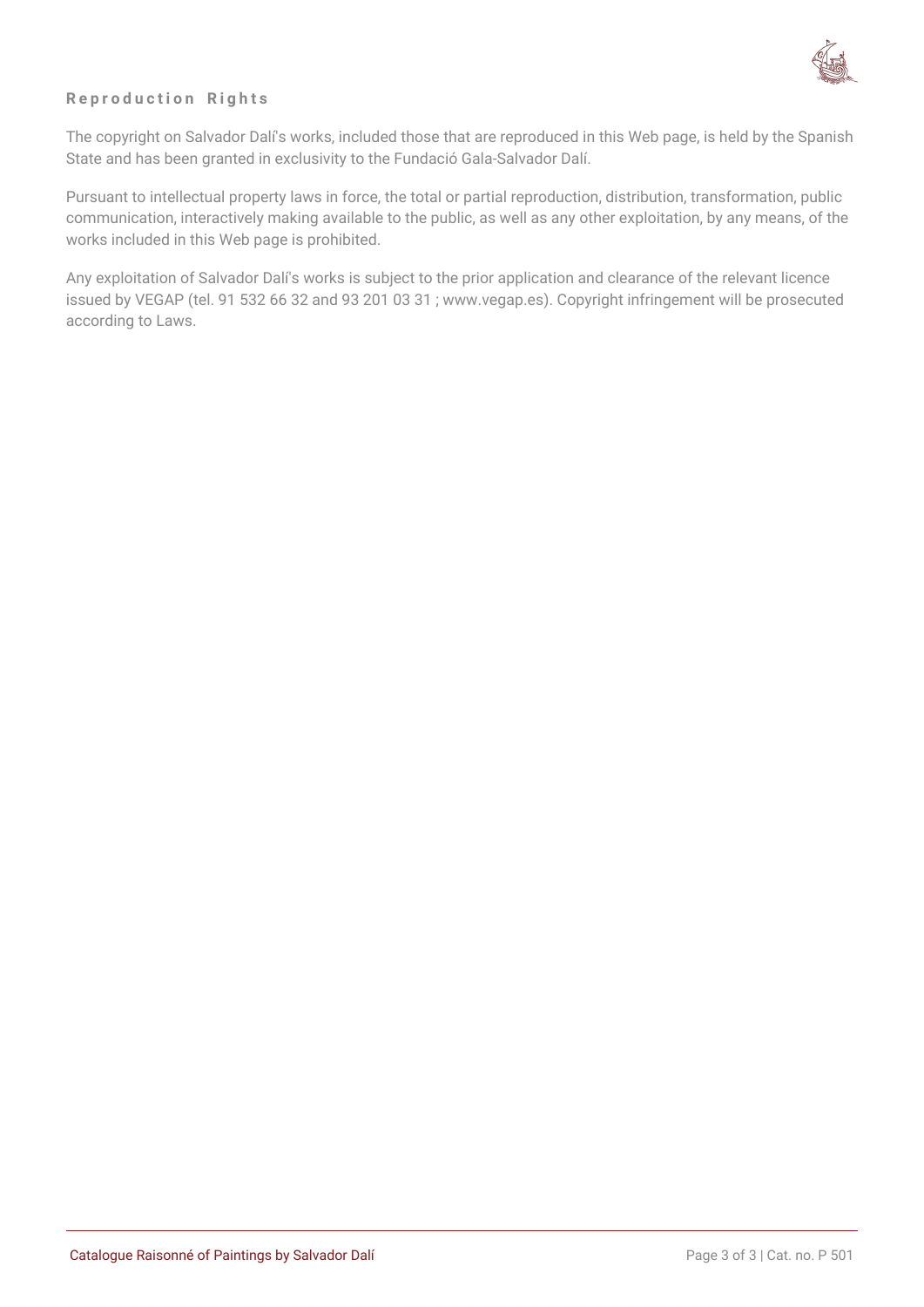## Reproduction Rights

The copyright on Salvador Dalí's works, included those that are reproduced in this Web page, is held by the Spanish State and has been granted in exclusivity to the Fundació Gala-Salvador Dalí.

Pursuant to intellectual property laws in force, the total or partial reproduction, distribution, transformation, public communication, interactively making available to the public, as well as any other exploitation, by any means, of the works included in this Web page is prohibited.

Any exploitation of Salvador Dalí's works is subject to the prior application and clearance of the relevant licence issued by VEGAP (tel. 91 532 66 32 and 93 201 03 31 ; www.vegap.es). Copyright infringement will be prosecuted according to Laws.